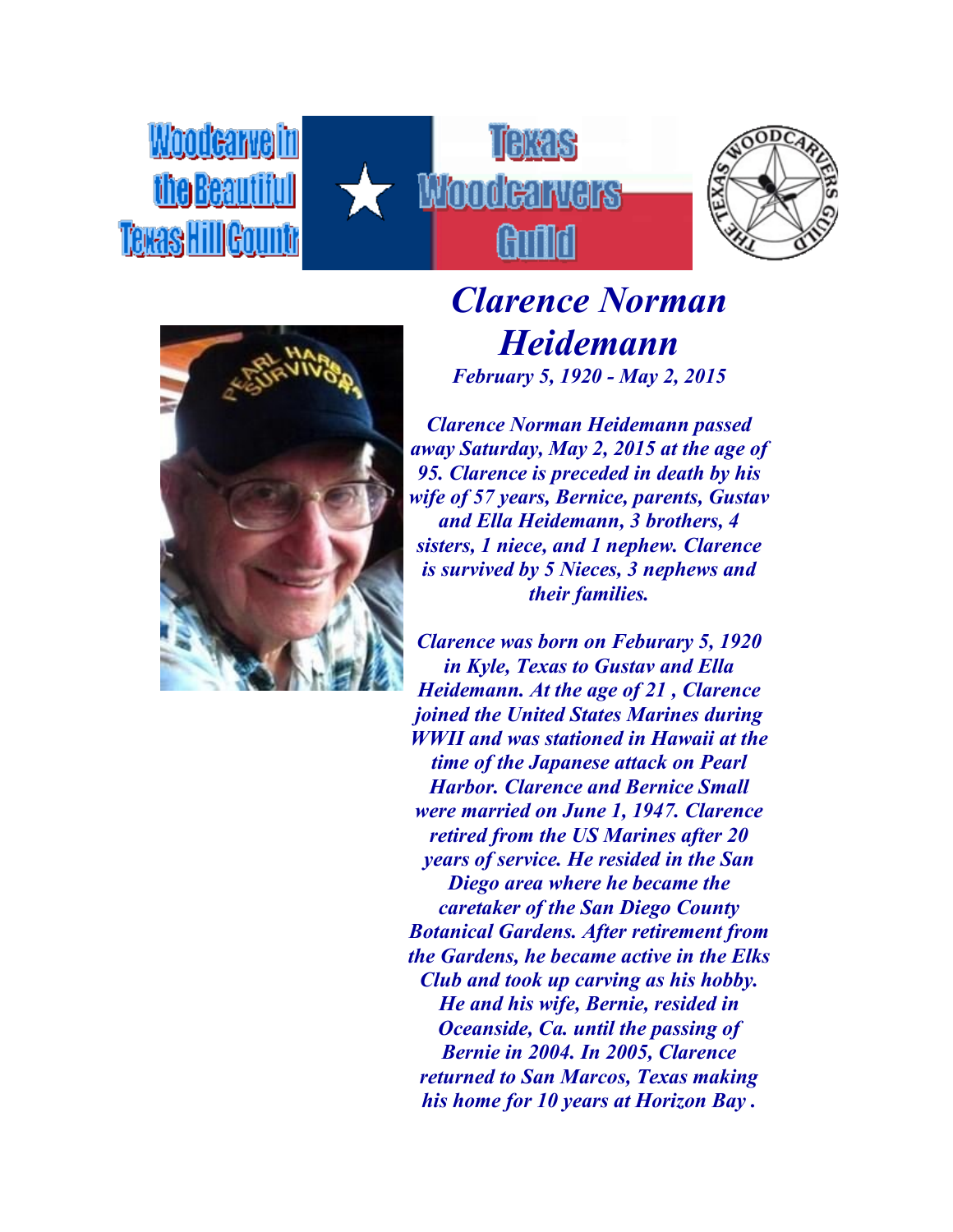Woodcarve in the Beautiful Texas Hill Countr

Texas Woodcarvers Guild

# *Clarence Norman Heidemann*

***February 5, 1920 - May 2, 2015***

***Clarence Norman Heidemann passed away Saturday, May 2, 2015 at the age of 95. Clarence is preceded in death by his wife of 57 years, Bernice, parents, Gustav and Ella Heidemann, 3 brothers, 4 sisters, 1 niece, and 1 nephew. Clarence is survived by 5 Nieces, 3 nephews and their families.***

***Clarence was born on Feburary 5, 1920 in Kyle, Texas to Gustav and Ella Heidemann. At the age of 21 , Clarence joined the United States Marines during WWII and was stationed in Hawaii at the time of the Japanese attack on Pearl Harbor. Clarence and Bernice Small were married on June 1, 1947. Clarence retired from the US Marines after 20 years of service. He resided in the San Diego area where he became the caretaker of the San Diego County Botanical Gardens. After retirement from the Gardens, he became active in the Elks Club and took up carving as his hobby. He and his wife, Bernie, resided in Oceanside, Ca. until the passing of Bernie in 2004. In 2005, Clarence returned to San Marcos, Texas making his home for 10 years at Horizon Bay .***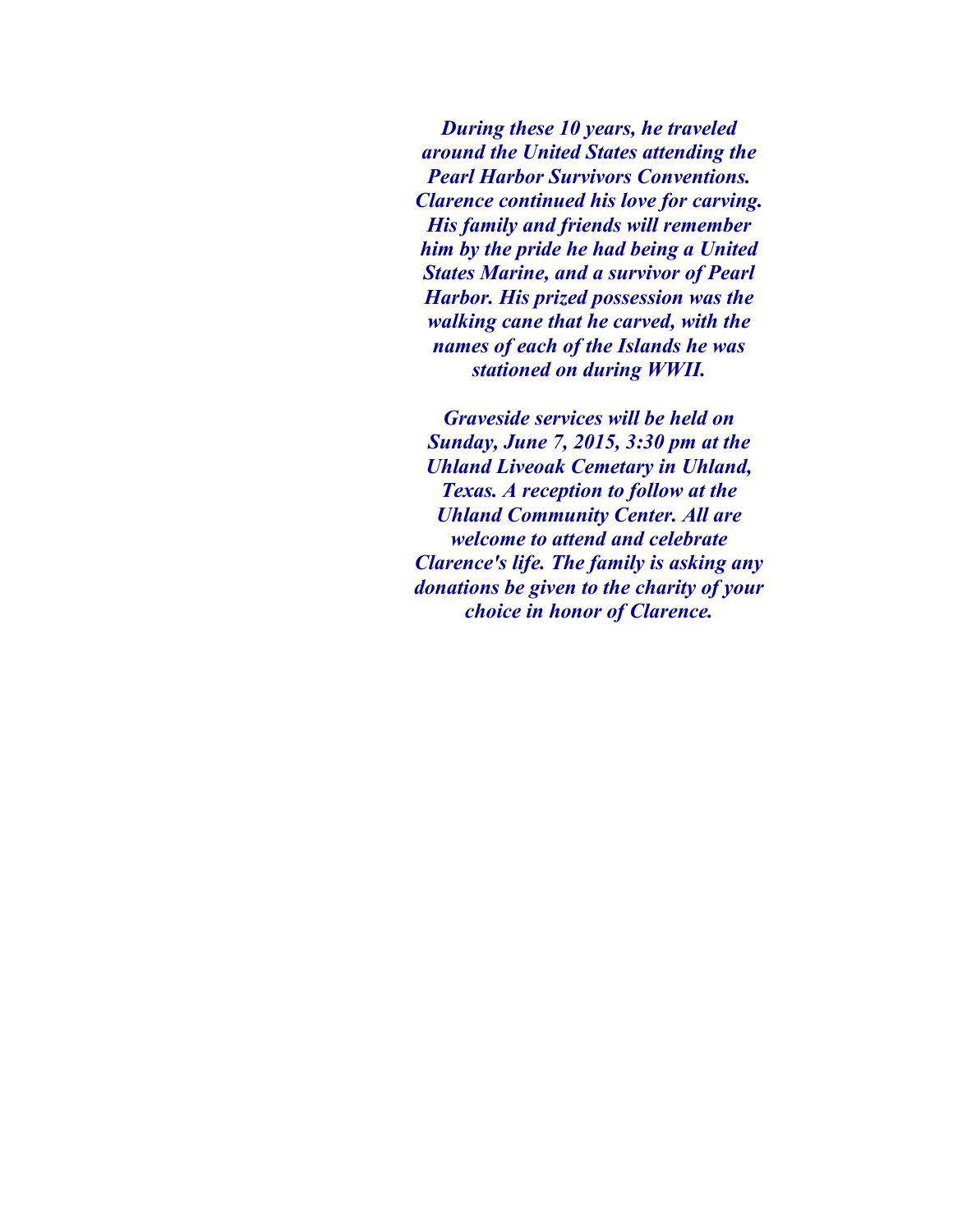***During these 10 years, he traveled around the United States attending the Pearl Harbor Survivors Conventions. Clarence continued his love for carving. His family and friends will remember him by the pride he had being a United States Marine, and a survivor of Pearl Harbor. His prized possession was the walking cane that he carved, with the names of each of the Islands he was stationed on during WWII.***

***Graveside services will be held on Sunday, June 7, 2015, 3:30 pm at the Uhland Liveoak Cemetary in Uhland, Texas. A reception to follow at the Uhland Community Center. All are welcome to attend and celebrate Clarence's life. The family is asking any donations be given to the charity of your choice in honor of Clarence.***